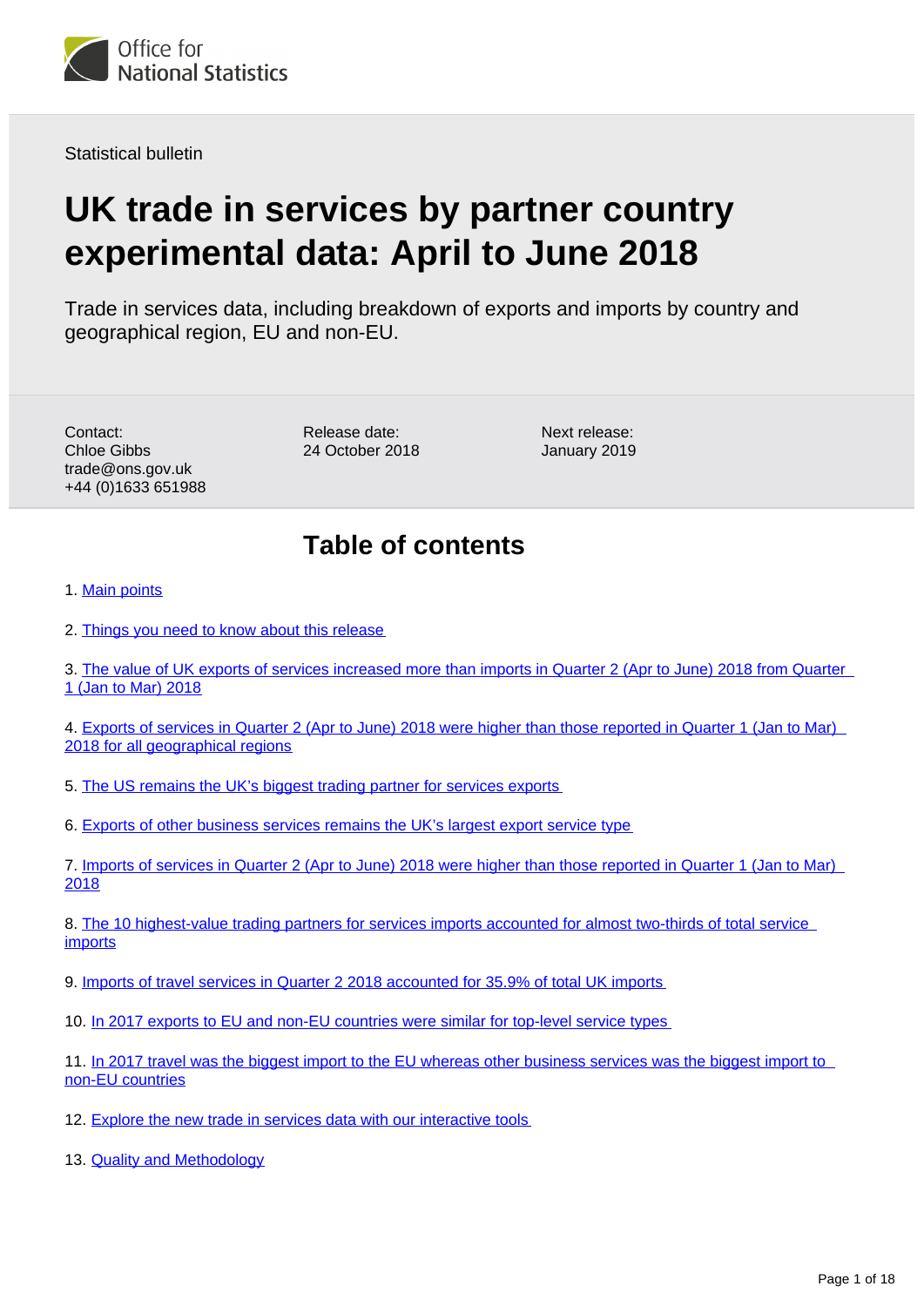Statistical bulletin

# UK trade in services by partner country experimental data: April to June 2018

Trade in services data, including breakdown of exports and imports by country and geographical region, EU and non-EU.

Contact:
Chloe Gibbs
trade@ons.gov.uk
+44 (0)1633 651988

Release date:
24 October 2018

Next release:
January 2019

## Table of contents

1. Main points
2. Things you need to know about this release
3. The value of UK exports of services increased more than imports in Quarter 2 (Apr to June) 2018 from Quarter 1 (Jan to Mar) 2018
4. Exports of services in Quarter 2 (Apr to June) 2018 were higher than those reported in Quarter 1 (Jan to Mar) 2018 for all geographical regions
5. The US remains the UK's biggest trading partner for services exports
6. Exports of other business services remains the UK's largest export service type
7. Imports of services in Quarter 2 (Apr to June) 2018 were higher than those reported in Quarter 1 (Jan to Mar) 2018
8. The 10 highest-value trading partners for services imports accounted for almost two-thirds of total service imports
9. Imports of travel services in Quarter 2 2018 accounted for 35.9% of total UK imports
10. In 2017 exports to EU and non-EU countries were similar for top-level service types
11. In 2017 travel was the biggest import to the EU whereas other business services was the biggest import to non-EU countries
12. Explore the new trade in services data with our interactive tools
13. Quality and Methodology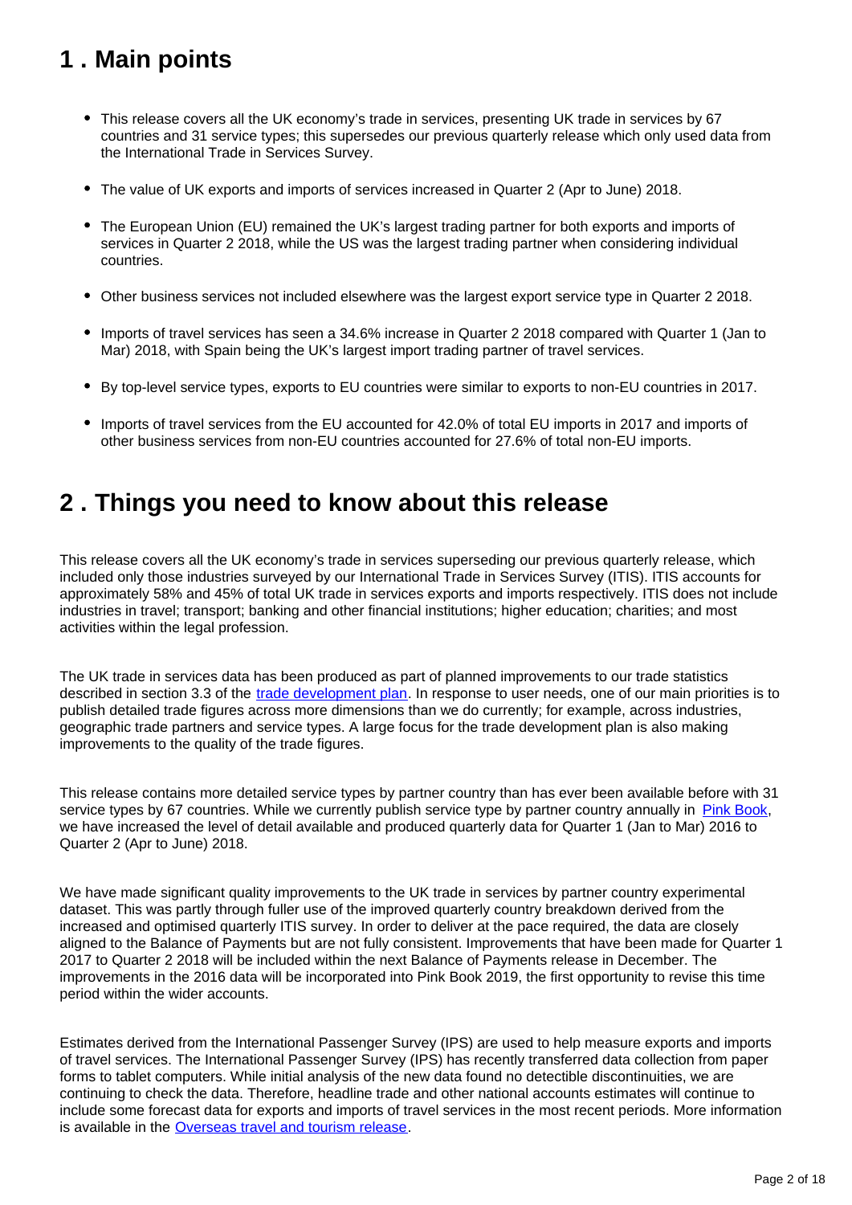## 1 . Main points

- This release covers all the UK economy's trade in services, presenting UK trade in services by 67 countries and 31 service types; this supersedes our previous quarterly release which only used data from the International Trade in Services Survey.
- The value of UK exports and imports of services increased in Quarter 2 (Apr to June) 2018.
- The European Union (EU) remained the UK's largest trading partner for both exports and imports of services in Quarter 2 2018, while the US was the largest trading partner when considering individual countries.
- Other business services not included elsewhere was the largest export service type in Quarter 2 2018.
- Imports of travel services has seen a 34.6% increase in Quarter 2 2018 compared with Quarter 1 (Jan to Mar) 2018, with Spain being the UK's largest import trading partner of travel services.
- By top-level service types, exports to EU countries were similar to exports to non-EU countries in 2017.
- Imports of travel services from the EU accounted for 42.0% of total EU imports in 2017 and imports of other business services from non-EU countries accounted for 27.6% of total non-EU imports.

## 2 . Things you need to know about this release

This release covers all the UK economy's trade in services superseding our previous quarterly release, which included only those industries surveyed by our International Trade in Services Survey (ITIS). ITIS accounts for approximately 58% and 45% of total UK trade in services exports and imports respectively. ITIS does not include industries in travel; transport; banking and other financial institutions; higher education; charities; and most activities within the legal profession.

The UK trade in services data has been produced as part of planned improvements to our trade statistics described in section 3.3 of the trade development plan. In response to user needs, one of our main priorities is to publish detailed trade figures across more dimensions than we do currently; for example, across industries, geographic trade partners and service types. A large focus for the trade development plan is also making improvements to the quality of the trade figures.

This release contains more detailed service types by partner country than has ever been available before with 31 service types by 67 countries. While we currently publish service type by partner country annually in Pink Book, we have increased the level of detail available and produced quarterly data for Quarter 1 (Jan to Mar) 2016 to Quarter 2 (Apr to June) 2018.

We have made significant quality improvements to the UK trade in services by partner country experimental dataset. This was partly through fuller use of the improved quarterly country breakdown derived from the increased and optimised quarterly ITIS survey. In order to deliver at the pace required, the data are closely aligned to the Balance of Payments but are not fully consistent. Improvements that have been made for Quarter 1 2017 to Quarter 2 2018 will be included within the next Balance of Payments release in December. The improvements in the 2016 data will be incorporated into Pink Book 2019, the first opportunity to revise this time period within the wider accounts.

Estimates derived from the International Passenger Survey (IPS) are used to help measure exports and imports of travel services. The International Passenger Survey (IPS) has recently transferred data collection from paper forms to tablet computers. While initial analysis of the new data found no detectible discontinuities, we are continuing to check the data. Therefore, headline trade and other national accounts estimates will continue to include some forecast data for exports and imports of travel services in the most recent periods. More information is available in the Overseas travel and tourism release.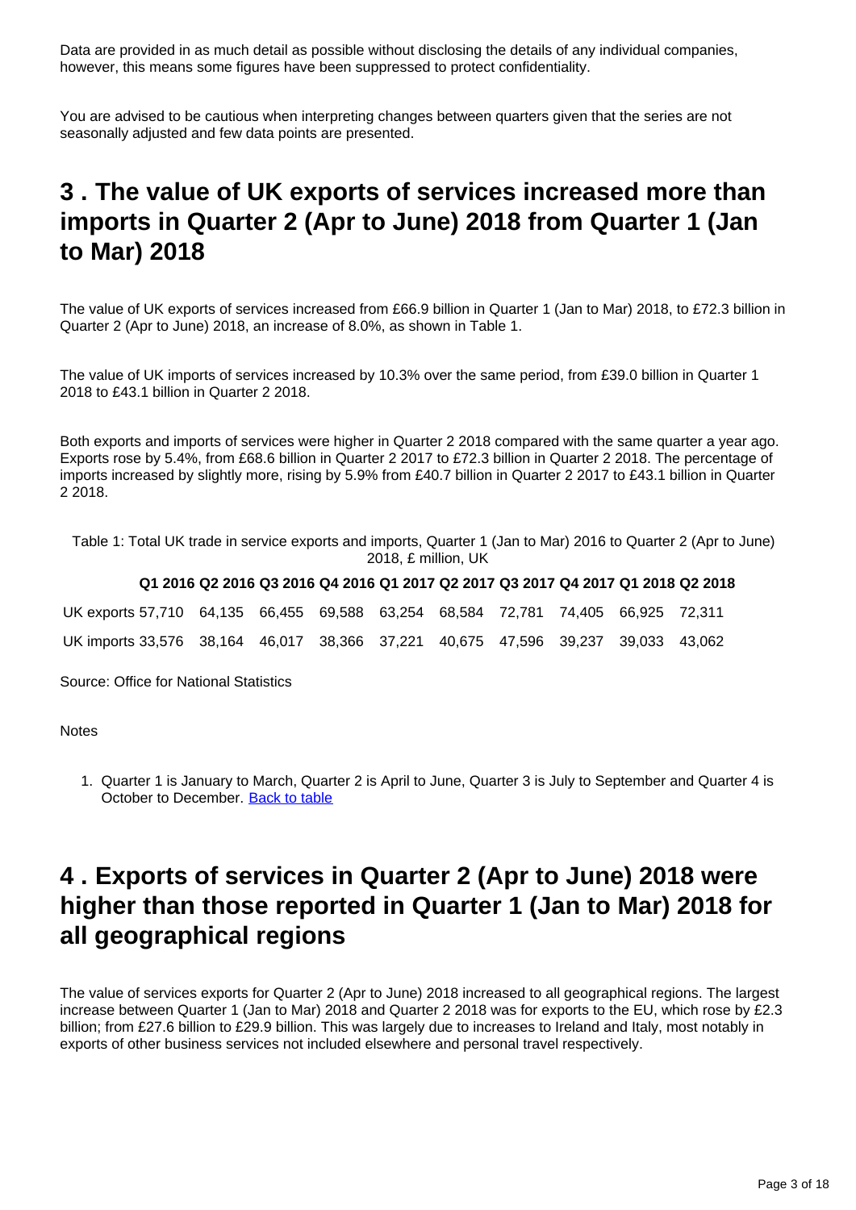Data are provided in as much detail as possible without disclosing the details of any individual companies, however, this means some figures have been suppressed to protect confidentiality.

You are advised to be cautious when interpreting changes between quarters given that the series are not seasonally adjusted and few data points are presented.

## 3 . The value of UK exports of services increased more than imports in Quarter 2 (Apr to June) 2018 from Quarter 1 (Jan to Mar) 2018

The value of UK exports of services increased from £66.9 billion in Quarter 1 (Jan to Mar) 2018, to £72.3 billion in Quarter 2 (Apr to June) 2018, an increase of 8.0%, as shown in Table 1.

The value of UK imports of services increased by 10.3% over the same period, from £39.0 billion in Quarter 1 2018 to £43.1 billion in Quarter 2 2018.

Both exports and imports of services were higher in Quarter 2 2018 compared with the same quarter a year ago. Exports rose by 5.4%, from £68.6 billion in Quarter 2 2017 to £72.3 billion in Quarter 2 2018. The percentage of imports increased by slightly more, rising by 5.9% from £40.7 billion in Quarter 2 2017 to £43.1 billion in Quarter 2 2018.

Table 1: Total UK trade in service exports and imports, Quarter 1 (Jan to Mar) 2016 to Quarter 2 (Apr to June) 2018, £ million, UK

| | Q1 2016 | Q2 2016 | Q3 2016 | Q4 2016 | Q1 2017 | Q2 2017 | Q3 2017 | Q4 2017 | Q1 2018 | Q2 2018 |
|---|---|---|---|---|---|---|---|---|---|---|
| UK exports | 57,710 | 64,135 | 66,455 | 69,588 | 63,254 | 68,584 | 72,781 | 74,405 | 66,925 | 72,311 |
| UK imports | 33,576 | 38,164 | 46,017 | 38,366 | 37,221 | 40,675 | 47,596 | 39,237 | 39,033 | 43,062 |

Source: Office for National Statistics

Notes

1. Quarter 1 is January to March, Quarter 2 is April to June, Quarter 3 is July to September and Quarter 4 is October to December. Back to table

## 4 . Exports of services in Quarter 2 (Apr to June) 2018 were higher than those reported in Quarter 1 (Jan to Mar) 2018 for all geographical regions

The value of services exports for Quarter 2 (Apr to June) 2018 increased to all geographical regions. The largest increase between Quarter 1 (Jan to Mar) 2018 and Quarter 2 2018 was for exports to the EU, which rose by £2.3 billion; from £27.6 billion to £29.9 billion. This was largely due to increases to Ireland and Italy, most notably in exports of other business services not included elsewhere and personal travel respectively.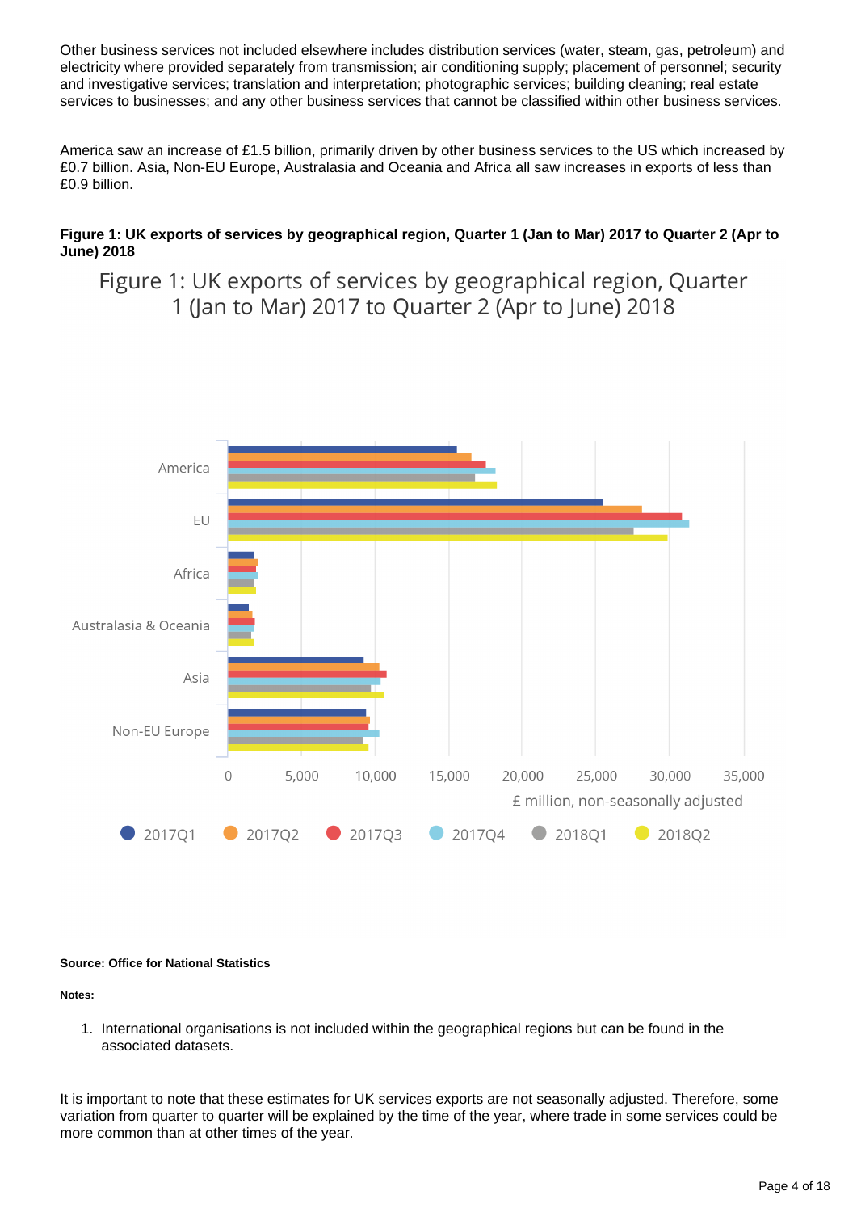Other business services not included elsewhere includes distribution services (water, steam, gas, petroleum) and electricity where provided separately from transmission; air conditioning supply; placement of personnel; security and investigative services; translation and interpretation; photographic services; building cleaning; real estate services to businesses; and any other business services that cannot be classified within other business services.

America saw an increase of £1.5 billion, primarily driven by other business services to the US which increased by £0.7 billion. Asia, Non-EU Europe, Australasia and Oceania and Africa all saw increases in exports of less than £0.9 billion.

**Figure 1: UK exports of services by geographical region, Quarter 1 (Jan to Mar) 2017 to Quarter 2 (Apr to June) 2018**

**Source: Office for National Statistics**

**Notes:**

1. International organisations is not included within the geographical regions but can be found in the associated datasets.

It is important to note that these estimates for UK services exports are not seasonally adjusted. Therefore, some variation from quarter to quarter will be explained by the time of the year, where trade in some services could be more common than at other times of the year.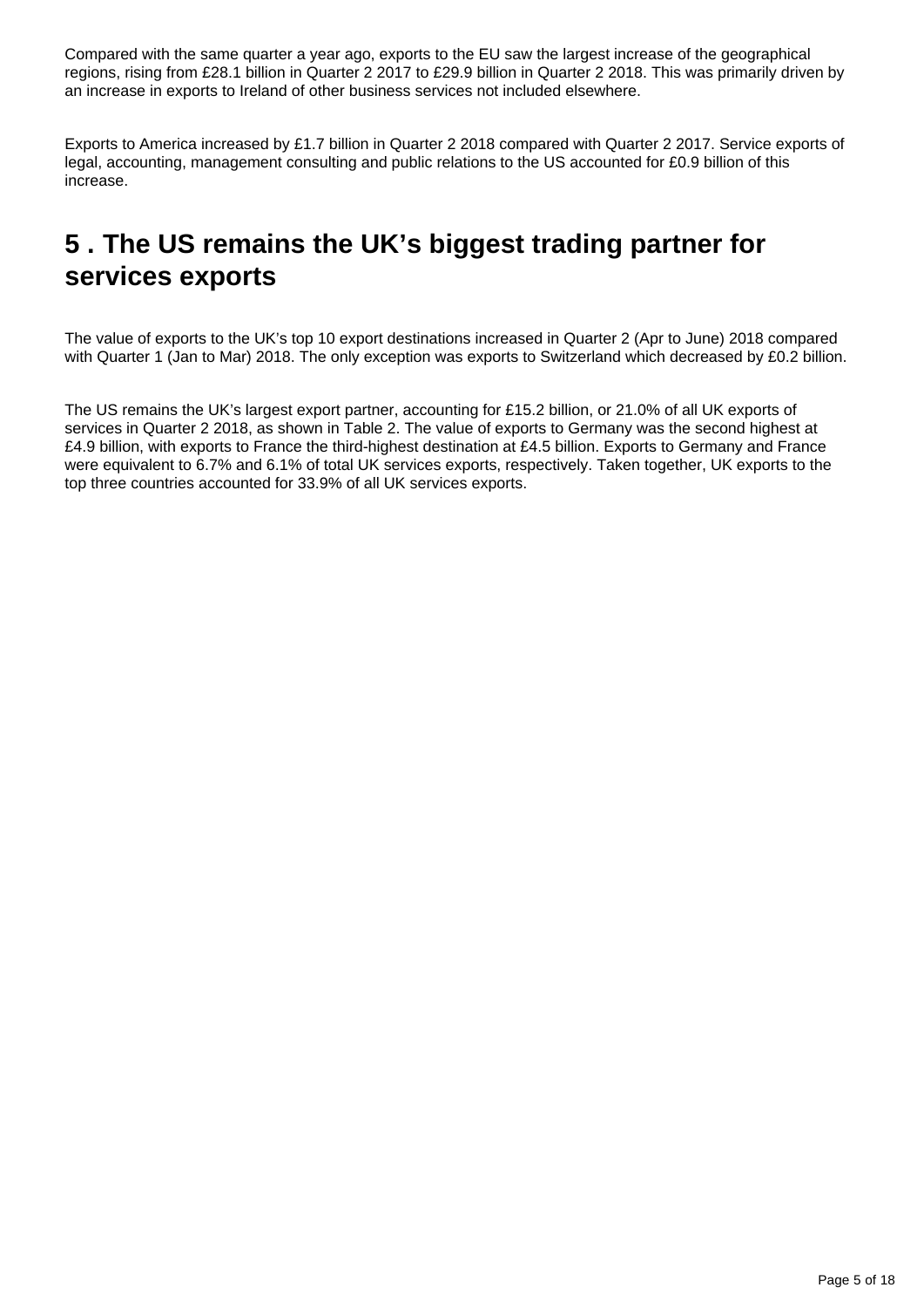Compared with the same quarter a year ago, exports to the EU saw the largest increase of the geographical regions, rising from £28.1 billion in Quarter 2 2017 to £29.9 billion in Quarter 2 2018. This was primarily driven by an increase in exports to Ireland of other business services not included elsewhere.

Exports to America increased by £1.7 billion in Quarter 2 2018 compared with Quarter 2 2017. Service exports of legal, accounting, management consulting and public relations to the US accounted for £0.9 billion of this increase.

# 5 . The US remains the UK's biggest trading partner for services exports

The value of exports to the UK's top 10 export destinations increased in Quarter 2 (Apr to June) 2018 compared with Quarter 1 (Jan to Mar) 2018. The only exception was exports to Switzerland which decreased by £0.2 billion.

The US remains the UK's largest export partner, accounting for £15.2 billion, or 21.0% of all UK exports of services in Quarter 2 2018, as shown in Table 2. The value of exports to Germany was the second highest at £4.9 billion, with exports to France the third-highest destination at £4.5 billion. Exports to Germany and France were equivalent to 6.7% and 6.1% of total UK services exports, respectively. Taken together, UK exports to the top three countries accounted for 33.9% of all UK services exports.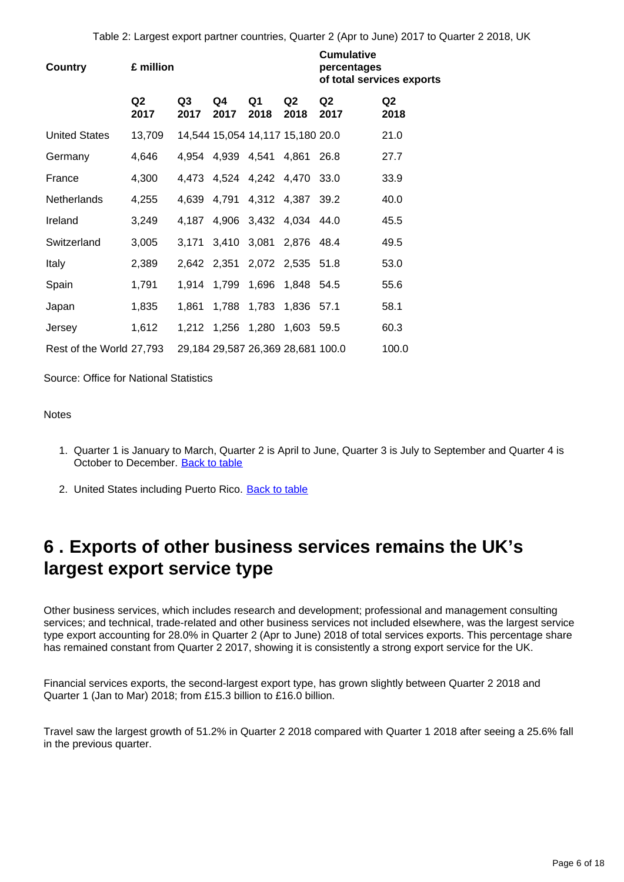Table 2: Largest export partner countries, Quarter 2 (Apr to June) 2017 to Quarter 2 2018, UK

| Country | £ million | | | | | Cumulative percentages of total services exports | |
|---|---|---|---|---|---|---|---|
| | Q2 2017 | Q3 2017 | Q4 2017 | Q1 2018 | Q2 2018 | Q2 2017 | Q2 2018 |
| United States | 13,709 | 14,544 | 15,054 | 14,117 | 15,180 | 20.0 | 21.0 |
| Germany | 4,646 | 4,954 | 4,939 | 4,541 | 4,861 | 26.8 | 27.7 |
| France | 4,300 | 4,473 | 4,524 | 4,242 | 4,470 | 33.0 | 33.9 |
| Netherlands | 4,255 | 4,639 | 4,791 | 4,312 | 4,387 | 39.2 | 40.0 |
| Ireland | 3,249 | 4,187 | 4,906 | 3,432 | 4,034 | 44.0 | 45.5 |
| Switzerland | 3,005 | 3,171 | 3,410 | 3,081 | 2,876 | 48.4 | 49.5 |
| Italy | 2,389 | 2,642 | 2,351 | 2,072 | 2,535 | 51.8 | 53.0 |
| Spain | 1,791 | 1,914 | 1,799 | 1,696 | 1,848 | 54.5 | 55.6 |
| Japan | 1,835 | 1,861 | 1,788 | 1,783 | 1,836 | 57.1 | 58.1 |
| Jersey | 1,612 | 1,212 | 1,256 | 1,280 | 1,603 | 59.5 | 60.3 |
| Rest of the World | 27,793 | 29,184 | 29,587 | 26,369 | 28,681 | 100.0 | 100.0 |

Source: Office for National Statistics

Notes

1. Quarter 1 is January to March, Quarter 2 is April to June, Quarter 3 is July to September and Quarter 4 is October to December. Back to table
2. United States including Puerto Rico. Back to table

## 6 . Exports of other business services remains the UK's largest export service type

Other business services, which includes research and development; professional and management consulting services; and technical, trade-related and other business services not included elsewhere, was the largest service type export accounting for 28.0% in Quarter 2 (Apr to June) 2018 of total services exports. This percentage share has remained constant from Quarter 2 2017, showing it is consistently a strong export service for the UK.

Financial services exports, the second-largest export type, has grown slightly between Quarter 2 2018 and Quarter 1 (Jan to Mar) 2018; from £15.3 billion to £16.0 billion.

Travel saw the largest growth of 51.2% in Quarter 2 2018 compared with Quarter 1 2018 after seeing a 25.6% fall in the previous quarter.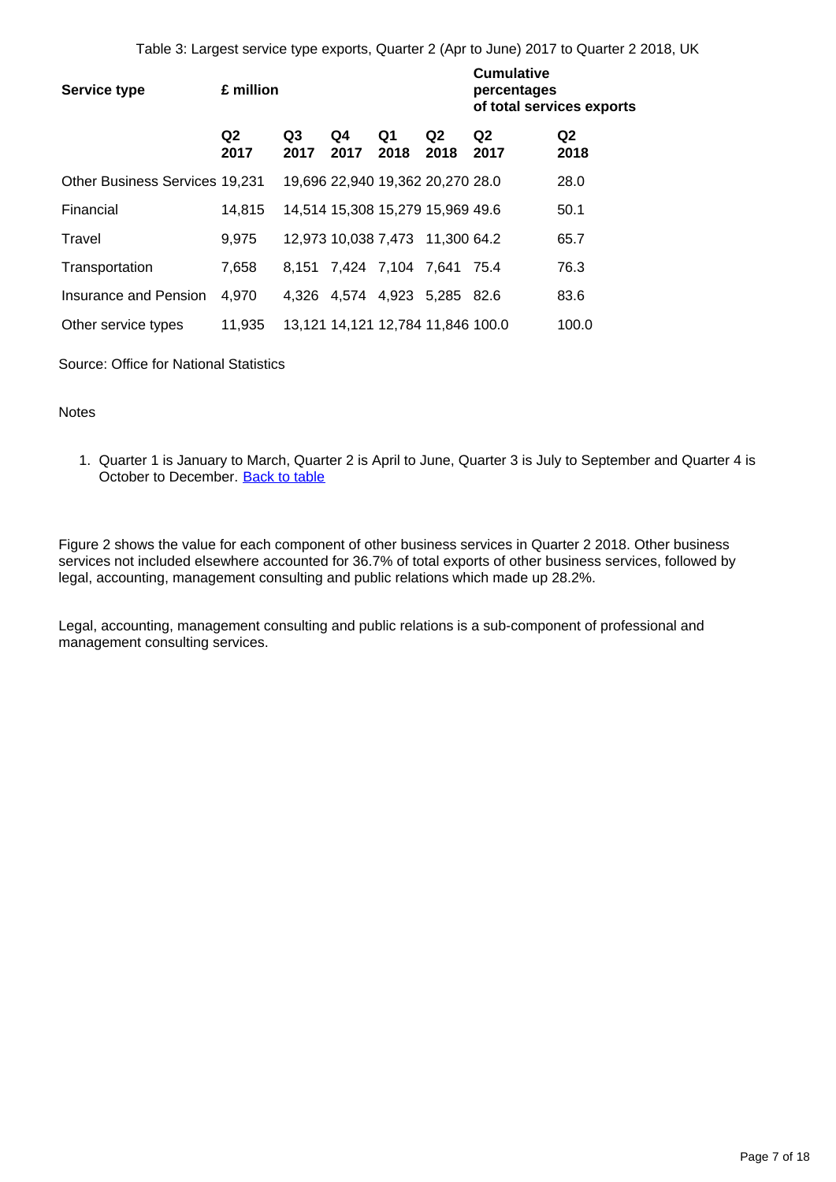Table 3: Largest service type exports, Quarter 2 (Apr to June) 2017 to Quarter 2 2018, UK

| Service type | £ million | | | | | Cumulative percentages of total services exports | |
|---|---|---|---|---|---|---|---|
| | Q2 2017 | Q3 2017 | Q4 2017 | Q1 2018 | Q2 2018 | Q2 2017 | Q2 2018 |
| Other Business Services | 19,231 | 19,696 | 22,940 | 19,362 | 20,270 | 28.0 | 28.0 |
| Financial | 14,815 | 14,514 | 15,308 | 15,279 | 15,969 | 49.6 | 50.1 |
| Travel | 9,975 | 12,973 | 10,038 | 7,473 | 11,300 | 64.2 | 65.7 |
| Transportation | 7,658 | 8,151 | 7,424 | 7,104 | 7,641 | 75.4 | 76.3 |
| Insurance and Pension | 4,970 | 4,326 | 4,574 | 4,923 | 5,285 | 82.6 | 83.6 |
| Other service types | 11,935 | 13,121 | 14,121 | 12,784 | 11,846 | 100.0 | 100.0 |

Source: Office for National Statistics

Notes

1. Quarter 1 is January to March, Quarter 2 is April to June, Quarter 3 is July to September and Quarter 4 is October to December. Back to table

Figure 2 shows the value for each component of other business services in Quarter 2 2018. Other business services not included elsewhere accounted for 36.7% of total exports of other business services, followed by legal, accounting, management consulting and public relations which made up 28.2%.

Legal, accounting, management consulting and public relations is a sub-component of professional and management consulting services.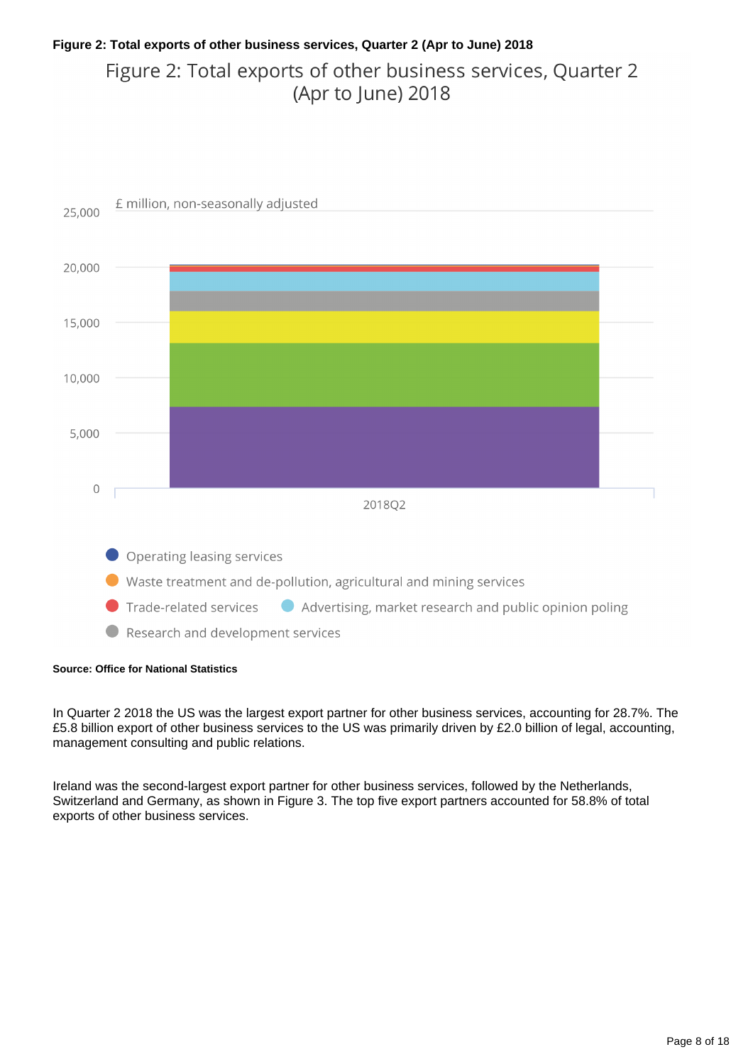**Figure 2: Total exports of other business services, Quarter 2 (Apr to June) 2018**

Figure 2: Total exports of other business services, Quarter 2 (Apr to June) 2018

£ million, non-seasonally adjusted

- Operating leasing services
- Waste treatment and de-pollution, agricultural and mining services
- Trade-related services
- Advertising, market research and public opinion poling
- Research and development services

**Source: Office for National Statistics**

In Quarter 2 2018 the US was the largest export partner for other business services, accounting for 28.7%. The £5.8 billion export of other business services to the US was primarily driven by £2.0 billion of legal, accounting, management consulting and public relations.

Ireland was the second-largest export partner for other business services, followed by the Netherlands, Switzerland and Germany, as shown in Figure 3. The top five export partners accounted for 58.8% of total exports of other business services.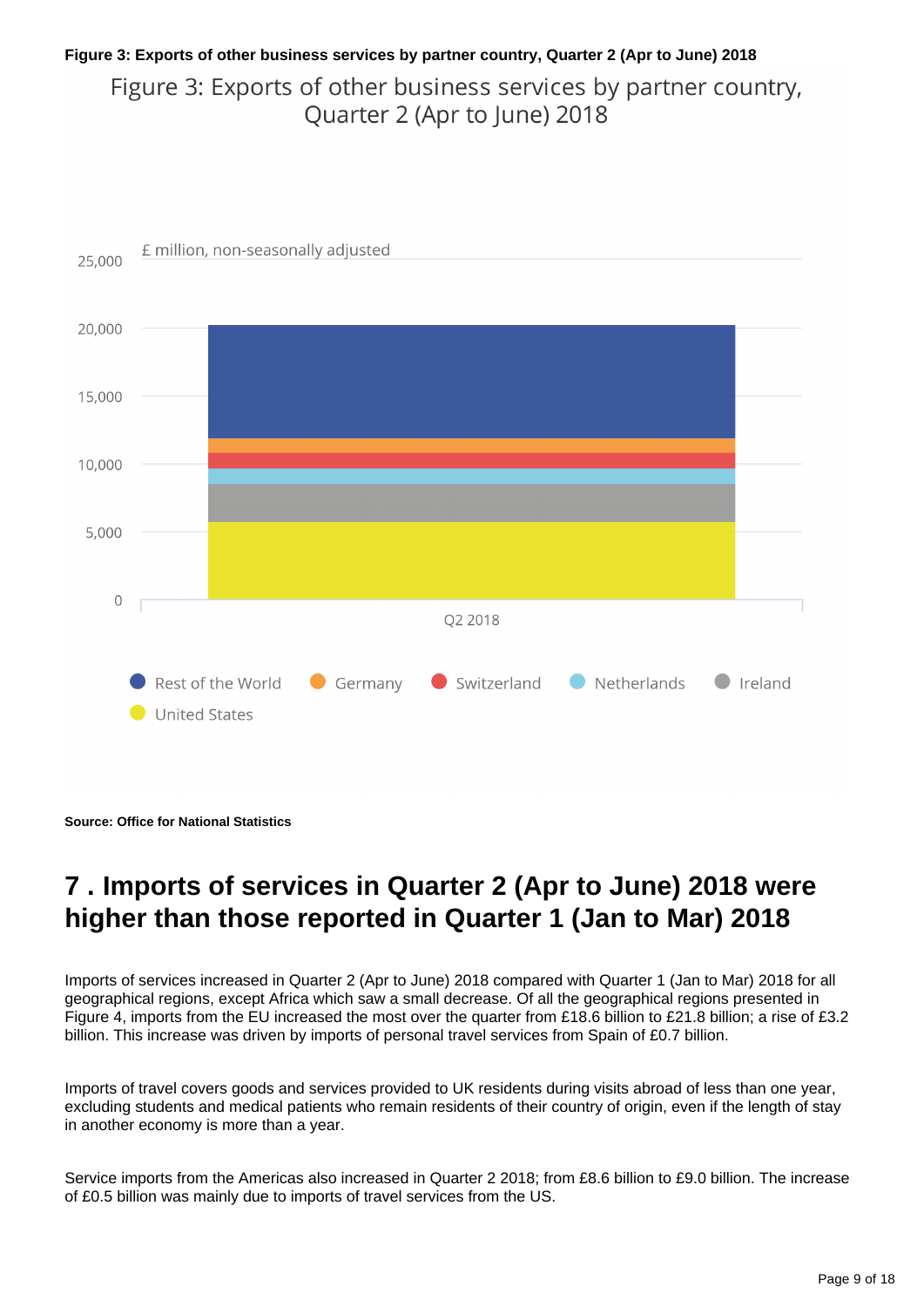**Figure 3: Exports of other business services by partner country, Quarter 2 (Apr to June) 2018**

Figure 3: Exports of other business services by partner country, Quarter 2 (Apr to June) 2018

£ million, non-seasonally adjusted

Q2 2018

Rest of the World, Germany, Switzerland, Netherlands, Ireland, United States

**Source: Office for National Statistics**

## 7 . Imports of services in Quarter 2 (Apr to June) 2018 were higher than those reported in Quarter 1 (Jan to Mar) 2018

Imports of services increased in Quarter 2 (Apr to June) 2018 compared with Quarter 1 (Jan to Mar) 2018 for all geographical regions, except Africa which saw a small decrease. Of all the geographical regions presented in Figure 4, imports from the EU increased the most over the quarter from £18.6 billion to £21.8 billion; a rise of £3.2 billion. This increase was driven by imports of personal travel services from Spain of £0.7 billion.

Imports of travel covers goods and services provided to UK residents during visits abroad of less than one year, excluding students and medical patients who remain residents of their country of origin, even if the length of stay in another economy is more than a year.

Service imports from the Americas also increased in Quarter 2 2018; from £8.6 billion to £9.0 billion. The increase of £0.5 billion was mainly due to imports of travel services from the US.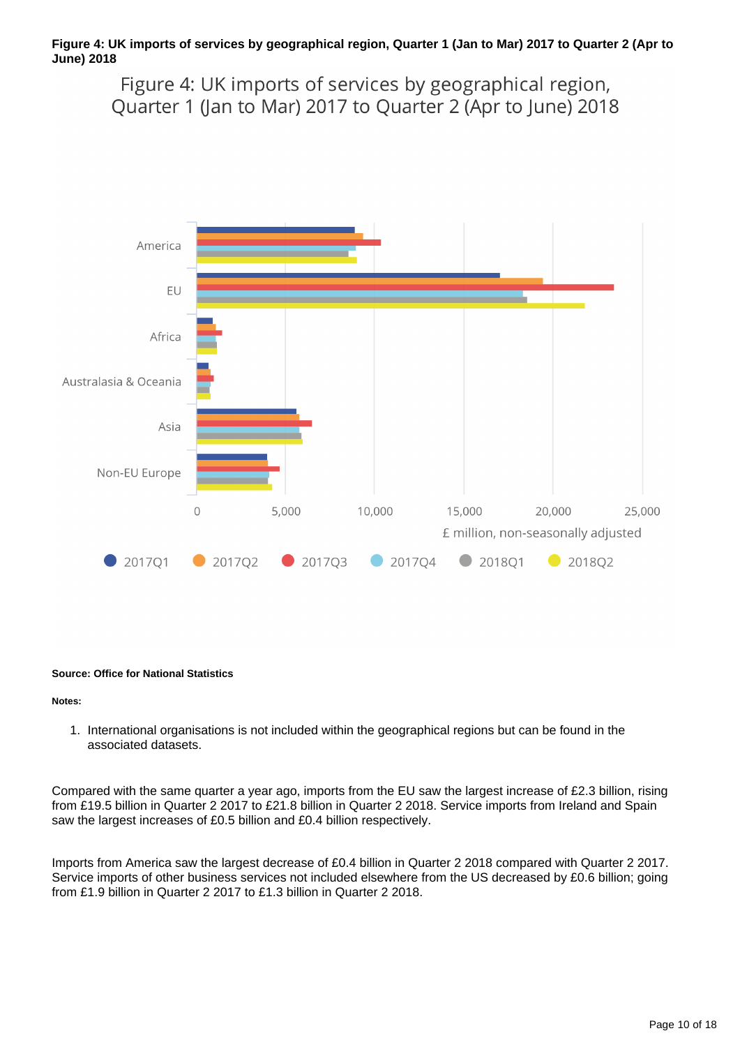**Figure 4: UK imports of services by geographical region, Quarter 1 (Jan to Mar) 2017 to Quarter 2 (Apr to June) 2018**

**Source: Office for National Statistics**

**Notes:**

1. International organisations is not included within the geographical regions but can be found in the associated datasets.

Compared with the same quarter a year ago, imports from the EU saw the largest increase of £2.3 billion, rising from £19.5 billion in Quarter 2 2017 to £21.8 billion in Quarter 2 2018. Service imports from Ireland and Spain saw the largest increases of £0.5 billion and £0.4 billion respectively.

Imports from America saw the largest decrease of £0.4 billion in Quarter 2 2018 compared with Quarter 2 2017. Service imports of other business services not included elsewhere from the US decreased by £0.6 billion; going from £1.9 billion in Quarter 2 2017 to £1.3 billion in Quarter 2 2018.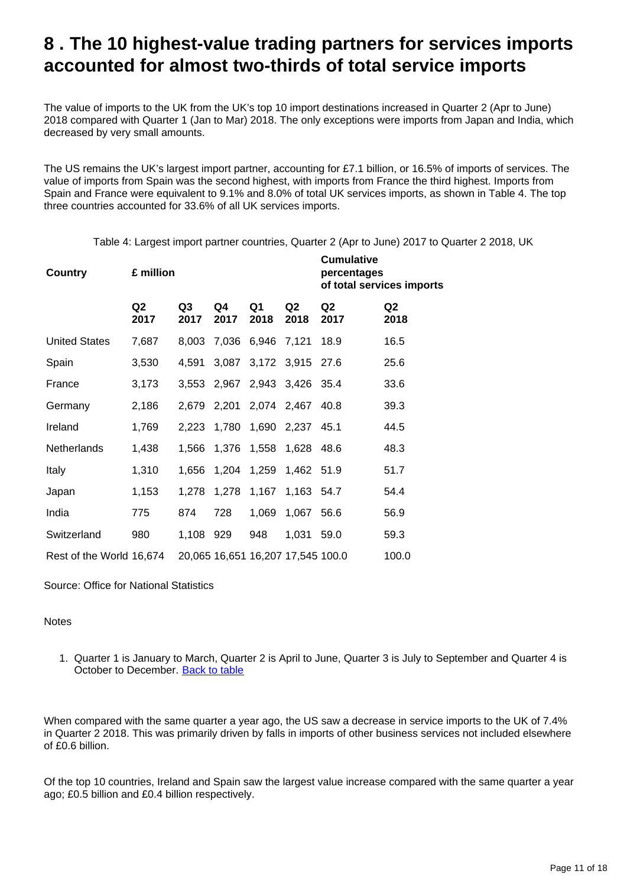# 8 . The 10 highest-value trading partners for services imports accounted for almost two-thirds of total service imports

The value of imports to the UK from the UK's top 10 import destinations increased in Quarter 2 (Apr to June) 2018 compared with Quarter 1 (Jan to Mar) 2018. The only exceptions were imports from Japan and India, which decreased by very small amounts.

The US remains the UK's largest import partner, accounting for £7.1 billion, or 16.5% of imports of services. The value of imports from Spain was the second highest, with imports from France the third highest. Imports from Spain and France were equivalent to 9.1% and 8.0% of total UK services imports, as shown in Table 4. The top three countries accounted for 33.6% of all UK services imports.

Table 4: Largest import partner countries, Quarter 2 (Apr to June) 2017 to Quarter 2 2018, UK

| Country | £ million | | | | | Cumulative percentages of total services imports | |
|---|---|---|---|---|---|---|---|
| | Q2 2017 | Q3 2017 | Q4 2017 | Q1 2018 | Q2 2018 | Q2 2017 | Q2 2018 |
| United States | 7,687 | 8,003 | 7,036 | 6,946 | 7,121 | 18.9 | 16.5 |
| Spain | 3,530 | 4,591 | 3,087 | 3,172 | 3,915 | 27.6 | 25.6 |
| France | 3,173 | 3,553 | 2,967 | 2,943 | 3,426 | 35.4 | 33.6 |
| Germany | 2,186 | 2,679 | 2,201 | 2,074 | 2,467 | 40.8 | 39.3 |
| Ireland | 1,769 | 2,223 | 1,780 | 1,690 | 2,237 | 45.1 | 44.5 |
| Netherlands | 1,438 | 1,566 | 1,376 | 1,558 | 1,628 | 48.6 | 48.3 |
| Italy | 1,310 | 1,656 | 1,204 | 1,259 | 1,462 | 51.9 | 51.7 |
| Japan | 1,153 | 1,278 | 1,278 | 1,167 | 1,163 | 54.7 | 54.4 |
| India | 775 | 874 | 728 | 1,069 | 1,067 | 56.6 | 56.9 |
| Switzerland | 980 | 1,108 | 929 | 948 | 1,031 | 59.0 | 59.3 |
| Rest of the World | 16,674 | 20,065 | 16,651 | 16,207 | 17,545 | 100.0 | 100.0 |

Source: Office for National Statistics

Notes

1. Quarter 1 is January to March, Quarter 2 is April to June, Quarter 3 is July to September and Quarter 4 is October to December. Back to table

When compared with the same quarter a year ago, the US saw a decrease in service imports to the UK of 7.4% in Quarter 2 2018. This was primarily driven by falls in imports of other business services not included elsewhere of £0.6 billion.

Of the top 10 countries, Ireland and Spain saw the largest value increase compared with the same quarter a year ago; £0.5 billion and £0.4 billion respectively.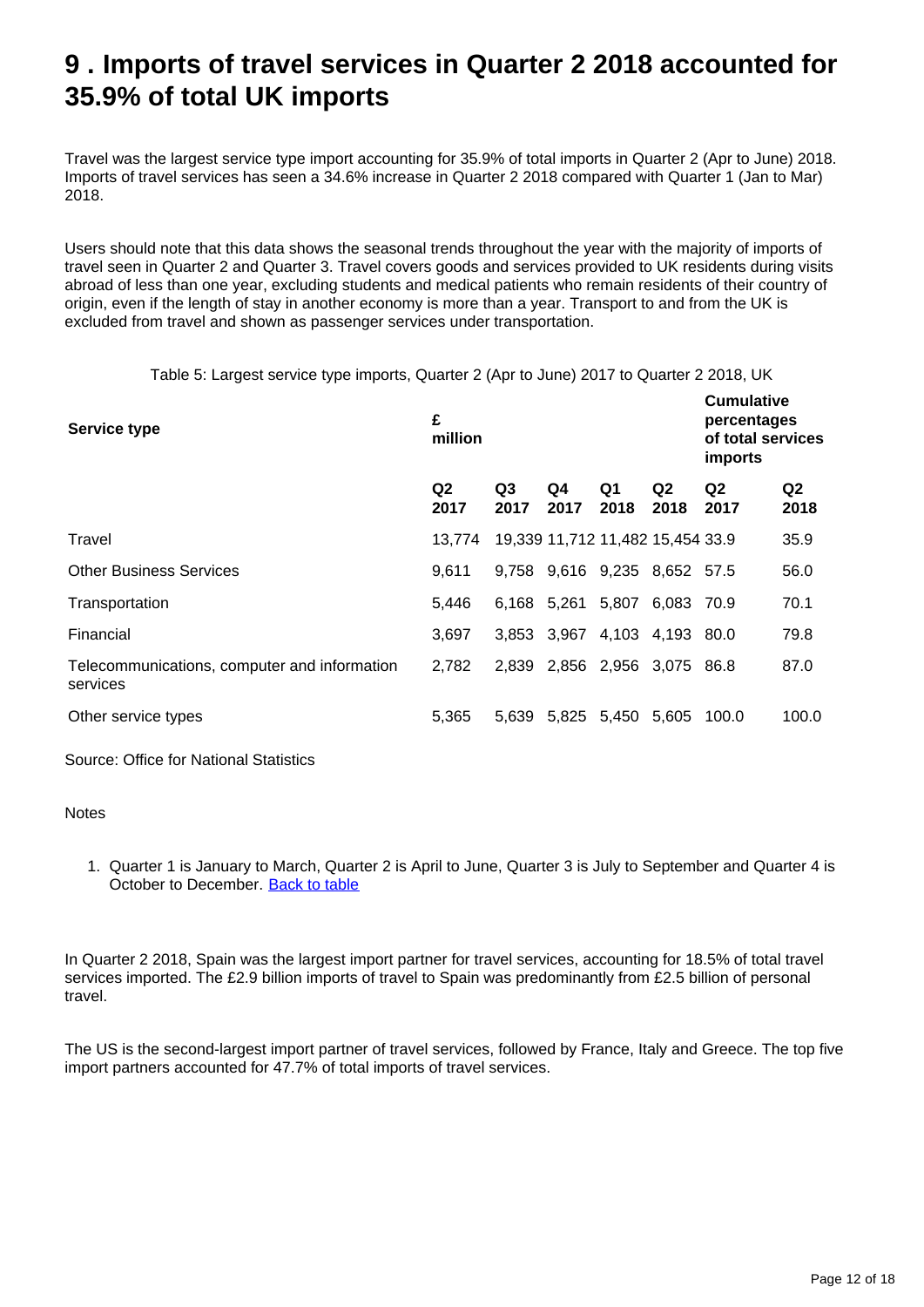# 9 . Imports of travel services in Quarter 2 2018 accounted for 35.9% of total UK imports

Travel was the largest service type import accounting for 35.9% of total imports in Quarter 2 (Apr to June) 2018. Imports of travel services has seen a 34.6% increase in Quarter 2 2018 compared with Quarter 1 (Jan to Mar) 2018.

Users should note that this data shows the seasonal trends throughout the year with the majority of imports of travel seen in Quarter 2 and Quarter 3. Travel covers goods and services provided to UK residents during visits abroad of less than one year, excluding students and medical patients who remain residents of their country of origin, even if the length of stay in another economy is more than a year. Transport to and from the UK is excluded from travel and shown as passenger services under transportation.

Table 5: Largest service type imports, Quarter 2 (Apr to June) 2017 to Quarter 2 2018, UK

| Service type | £ million | | | | | Cumulative percentages of total services imports | |
|---|---|---|---|---|---|---|---|
| | Q2 2017 | Q3 2017 | Q4 2017 | Q1 2018 | Q2 2018 | Q2 2017 | Q2 2018 |
| Travel | 13,774 | 19,339 | 11,712 | 11,482 | 15,454 | 33.9 | 35.9 |
| Other Business Services | 9,611 | 9,758 | 9,616 | 9,235 | 8,652 | 57.5 | 56.0 |
| Transportation | 5,446 | 6,168 | 5,261 | 5,807 | 6,083 | 70.9 | 70.1 |
| Financial | 3,697 | 3,853 | 3,967 | 4,103 | 4,193 | 80.0 | 79.8 |
| Telecommunications, computer and information services | 2,782 | 2,839 | 2,856 | 2,956 | 3,075 | 86.8 | 87.0 |
| Other service types | 5,365 | 5,639 | 5,825 | 5,450 | 5,605 | 100.0 | 100.0 |

Source: Office for National Statistics

Notes

1. Quarter 1 is January to March, Quarter 2 is April to June, Quarter 3 is July to September and Quarter 4 is October to December. Back to table

In Quarter 2 2018, Spain was the largest import partner for travel services, accounting for 18.5% of total travel services imported. The £2.9 billion imports of travel to Spain was predominantly from £2.5 billion of personal travel.

The US is the second-largest import partner of travel services, followed by France, Italy and Greece. The top five import partners accounted for 47.7% of total imports of travel services.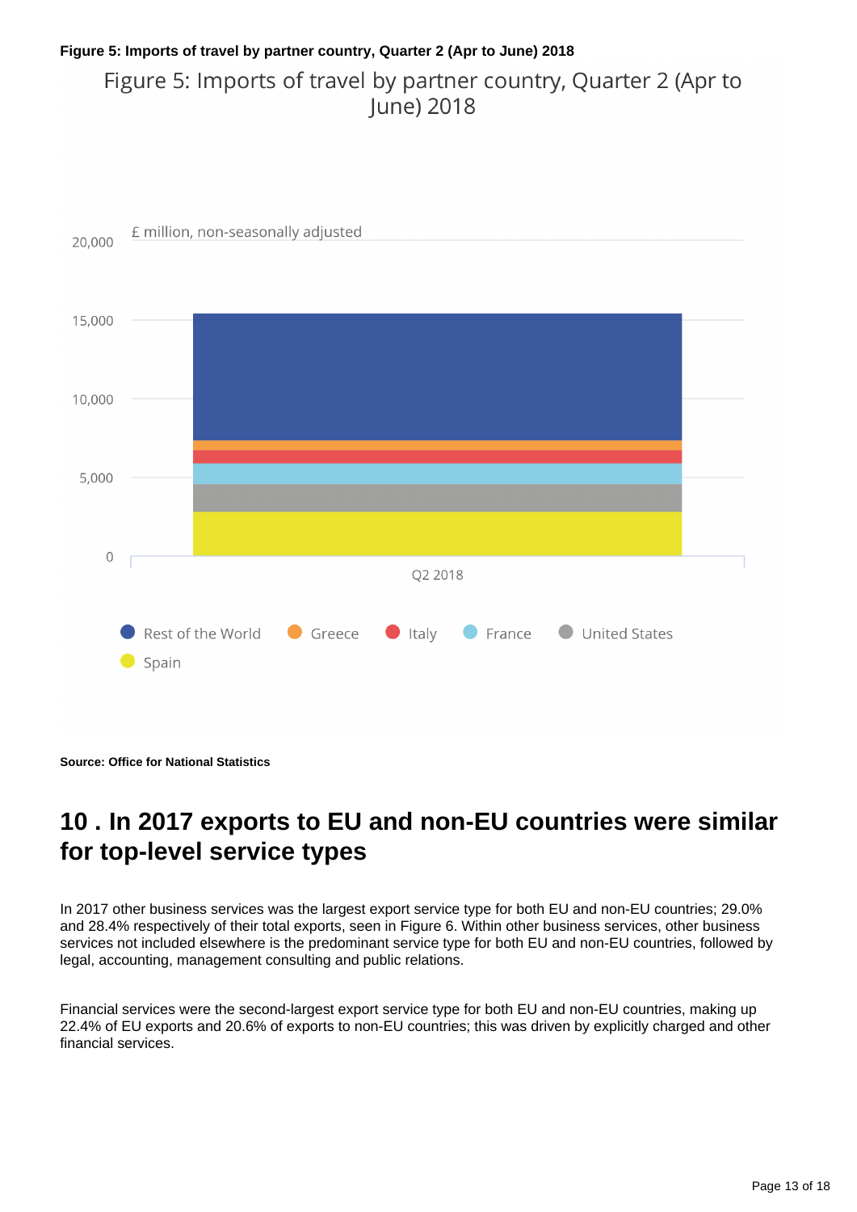**Figure 5: Imports of travel by partner country, Quarter 2 (Apr to June) 2018**

Figure 5: Imports of travel by partner country, Quarter 2 (Apr to June) 2018

£ million, non-seasonally adjusted

Rest of the World, Greece, Italy, France, United States, Spain

Q2 2018

**Source: Office for National Statistics**

## 10 . In 2017 exports to EU and non-EU countries were similar for top-level service types

In 2017 other business services was the largest export service type for both EU and non-EU countries; 29.0% and 28.4% respectively of their total exports, seen in Figure 6. Within other business services, other business services not included elsewhere is the predominant service type for both EU and non-EU countries, followed by legal, accounting, management consulting and public relations.

Financial services were the second-largest export service type for both EU and non-EU countries, making up 22.4% of EU exports and 20.6% of exports to non-EU countries; this was driven by explicitly charged and other financial services.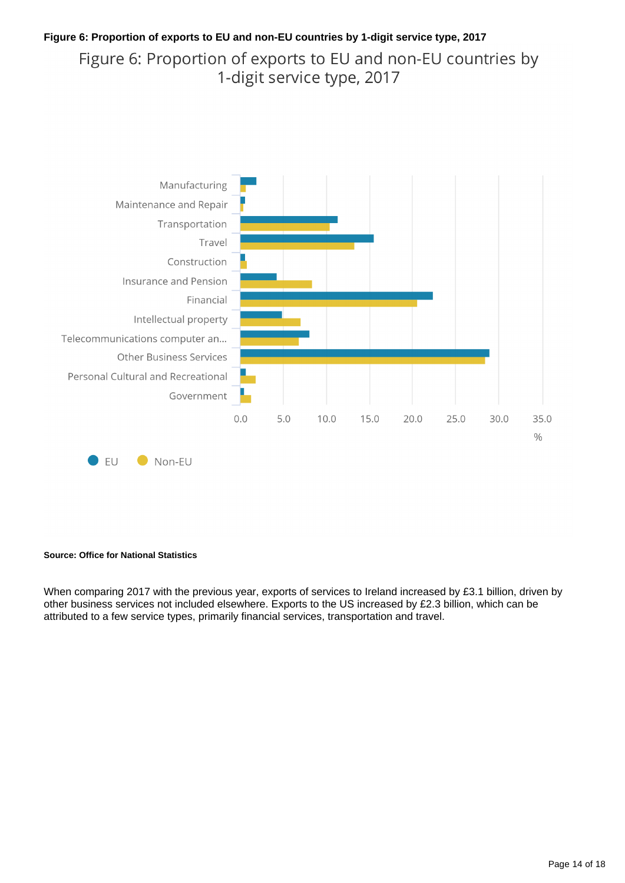**Figure 6: Proportion of exports to EU and non-EU countries by 1-digit service type, 2017**

Figure 6: Proportion of exports to EU and non-EU countries by 1-digit service type, 2017

Manufacturing
Maintenance and Repair
Transportation
Travel
Construction
Insurance and Pension
Financial
Intellectual property
Telecommunications computer an...
Other Business Services
Personal Cultural and Recreational
Government

0.0 5.0 10.0 15.0 20.0 25.0 30.0 35.0
%

EU Non-EU

**Source: Office for National Statistics**

When comparing 2017 with the previous year, exports of services to Ireland increased by £3.1 billion, driven by other business services not included elsewhere. Exports to the US increased by £2.3 billion, which can be attributed to a few service types, primarily financial services, transportation and travel.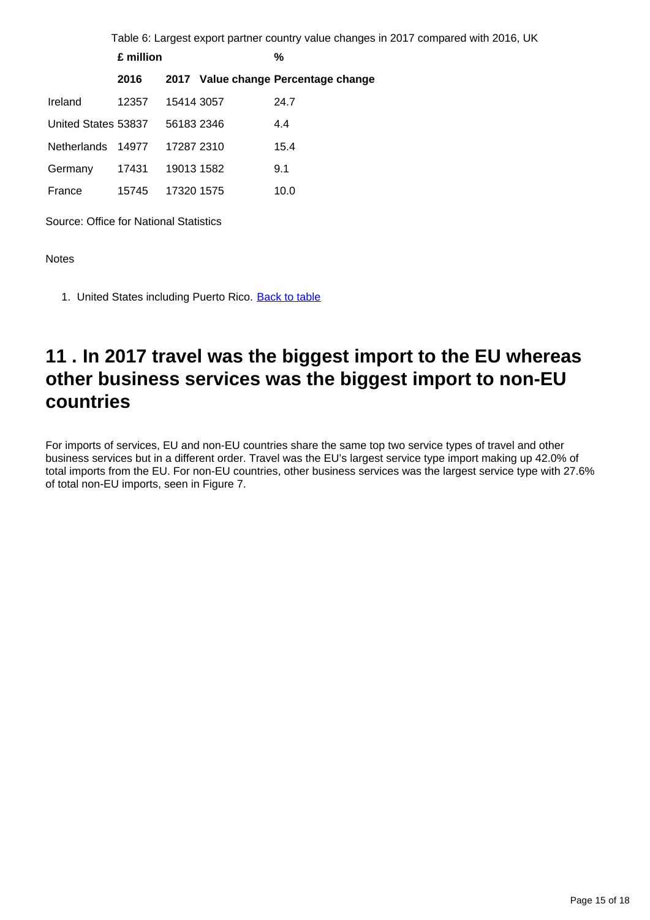Table 6: Largest export partner country value changes in 2017 compared with 2016, UK

| | £ million | | | % |
|---|---|---|---|---|
| | 2016 | 2017 | Value change | Percentage change |
| Ireland | 12357 | 15414 | 3057 | 24.7 |
| United States | 53837 | 56183 | 2346 | 4.4 |
| Netherlands | 14977 | 17287 | 2310 | 15.4 |
| Germany | 17431 | 19013 | 1582 | 9.1 |
| France | 15745 | 17320 | 1575 | 10.0 |

Source: Office for National Statistics

Notes

1. United States including Puerto Rico. Back to table

## 11 . In 2017 travel was the biggest import to the EU whereas other business services was the biggest import to non-EU countries

For imports of services, EU and non-EU countries share the same top two service types of travel and other business services but in a different order. Travel was the EU's largest service type import making up 42.0% of total imports from the EU. For non-EU countries, other business services was the largest service type with 27.6% of total non-EU imports, seen in Figure 7.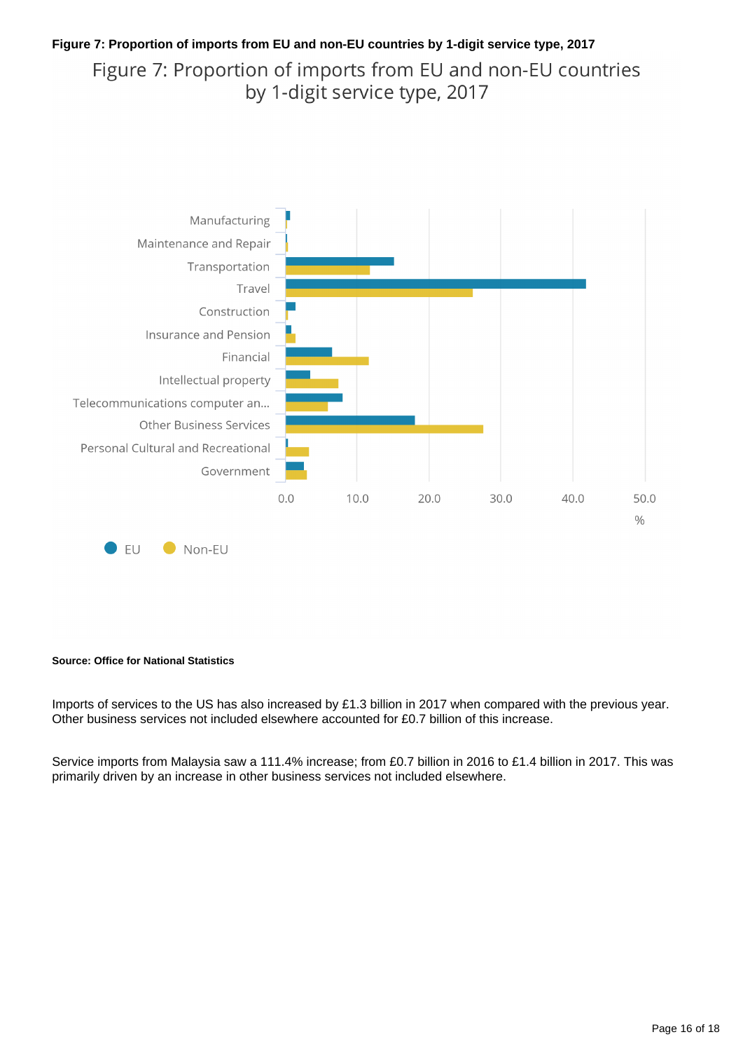**Figure 7: Proportion of imports from EU and non-EU countries by 1-digit service type, 2017**

Figure 7: Proportion of imports from EU and non-EU countries by 1-digit service type, 2017

Manufacturing
Maintenance and Repair
Transportation
Travel
Construction
Insurance and Pension
Financial
Intellectual property
Telecommunications computer an...
Other Business Services
Personal Cultural and Recreational
Government

0.0 10.0 20.0 30.0 40.0 50.0
%

EU Non-EU

**Source: Office for National Statistics**

Imports of services to the US has also increased by £1.3 billion in 2017 when compared with the previous year. Other business services not included elsewhere accounted for £0.7 billion of this increase.

Service imports from Malaysia saw a 111.4% increase; from £0.7 billion in 2016 to £1.4 billion in 2017. This was primarily driven by an increase in other business services not included elsewhere.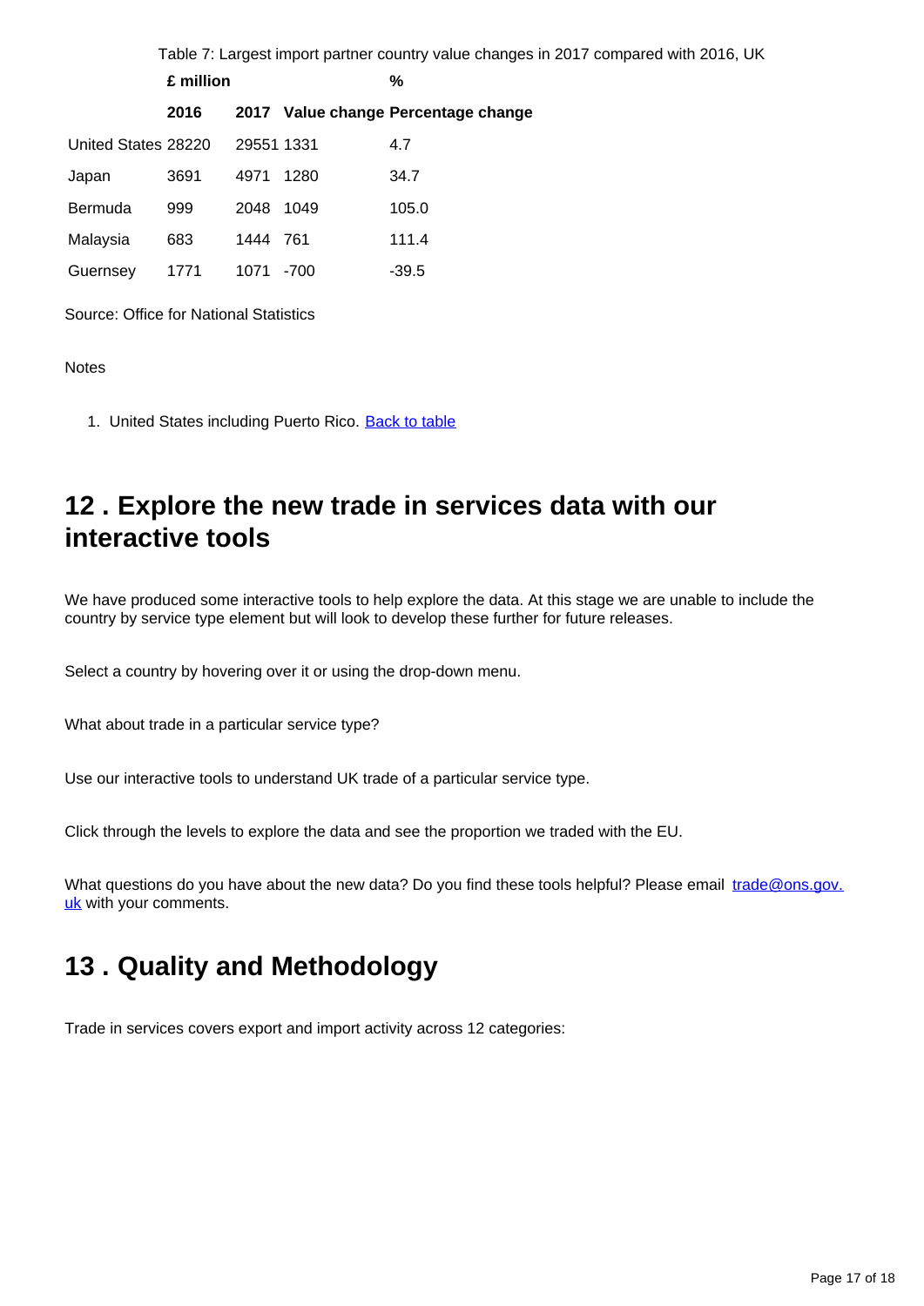Table 7: Largest import partner country value changes in 2017 compared with 2016, UK

| | £ million | | | % |
|---|---|---|---|---|
| | 2016 | 2017 | Value change | Percentage change |
| United States | 28220 | 29551 | 1331 | 4.7 |
| Japan | 3691 | 4971 | 1280 | 34.7 |
| Bermuda | 999 | 2048 | 1049 | 105.0 |
| Malaysia | 683 | 1444 | 761 | 111.4 |
| Guernsey | 1771 | 1071 | -700 | -39.5 |

Source: Office for National Statistics

Notes

1. United States including Puerto Rico. Back to table

## 12 . Explore the new trade in services data with our interactive tools

We have produced some interactive tools to help explore the data. At this stage we are unable to include the country by service type element but will look to develop these further for future releases.

Select a country by hovering over it or using the drop-down menu.

What about trade in a particular service type?

Use our interactive tools to understand UK trade of a particular service type.

Click through the levels to explore the data and see the proportion we traded with the EU.

What questions do you have about the new data? Do you find these tools helpful? Please email trade@ons.gov.uk with your comments.

## 13 . Quality and Methodology

Trade in services covers export and import activity across 12 categories: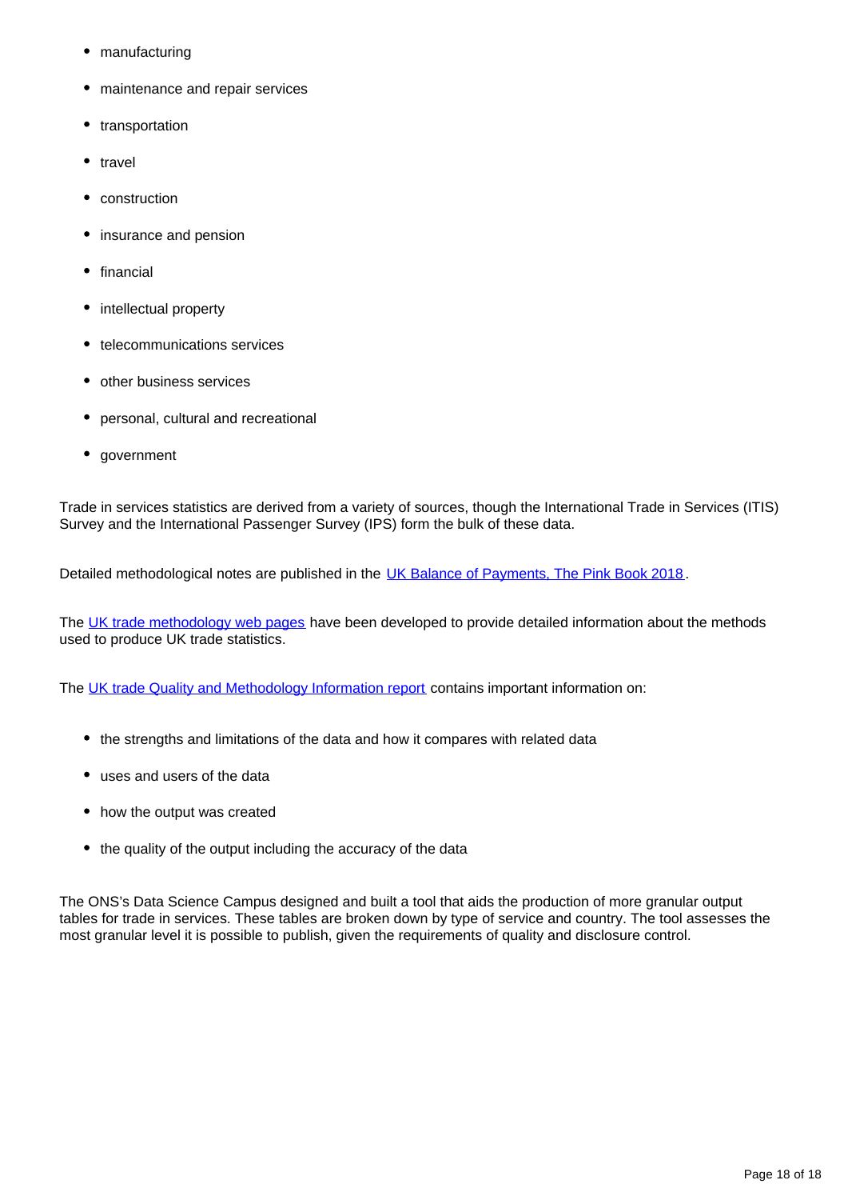- manufacturing
- maintenance and repair services
- transportation
- travel
- construction
- insurance and pension
- financial
- intellectual property
- telecommunications services
- other business services
- personal, cultural and recreational
- government

Trade in services statistics are derived from a variety of sources, though the International Trade in Services (ITIS) Survey and the International Passenger Survey (IPS) form the bulk of these data.

Detailed methodological notes are published in the [UK Balance of Payments, The Pink Book 2018](#).

The [UK trade methodology web pages](#) have been developed to provide detailed information about the methods used to produce UK trade statistics.

The [UK trade Quality and Methodology Information report](#) contains important information on:

- the strengths and limitations of the data and how it compares with related data
- uses and users of the data
- how the output was created
- the quality of the output including the accuracy of the data

The ONS's Data Science Campus designed and built a tool that aids the production of more granular output tables for trade in services. These tables are broken down by type of service and country. The tool assesses the most granular level it is possible to publish, given the requirements of quality and disclosure control.